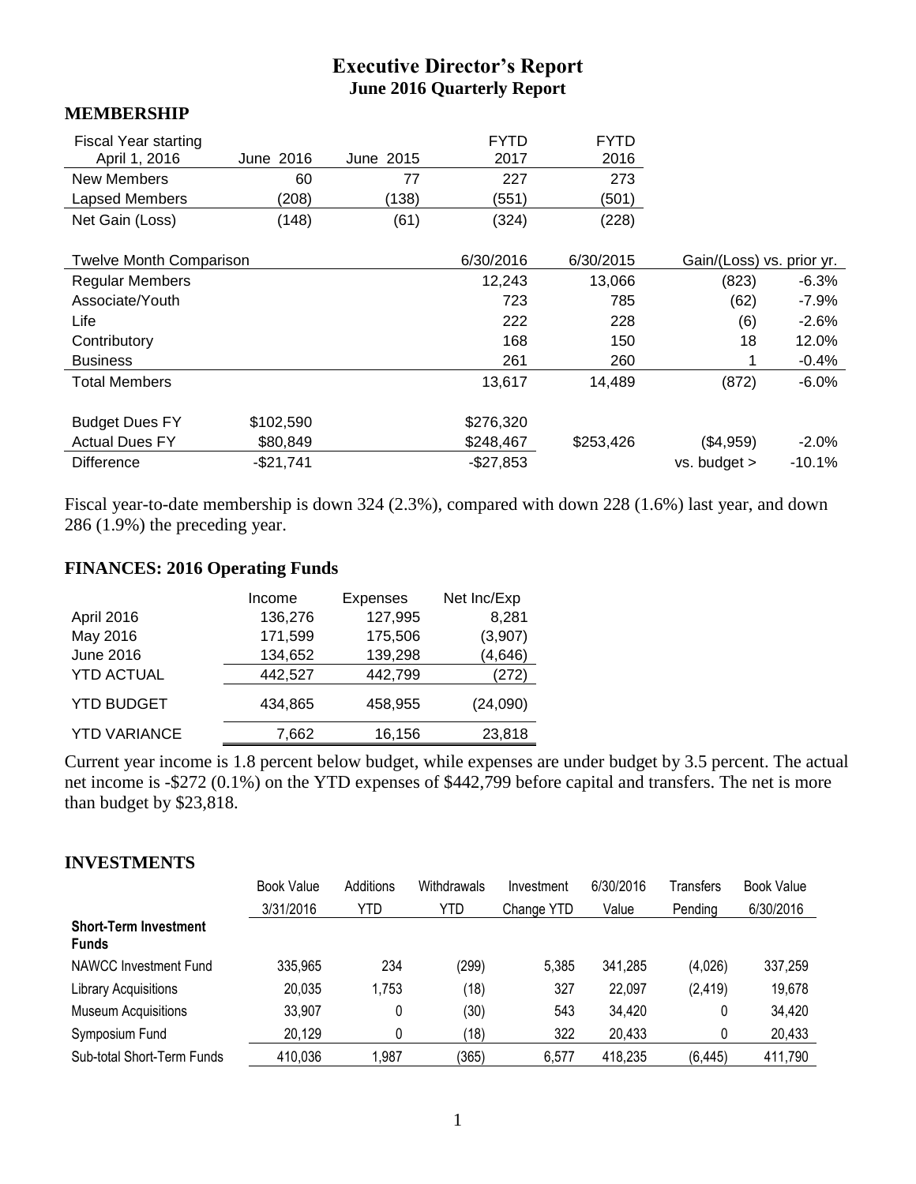# Executive Director's Report

## June 2016 Quarterly Report

### MEMBERSHIP

| Fiscal Year starting April 1, 2016 | June 2016 | June 2015 | FYTD 2017 | FYTD 2016 | | |
|---|---|---|---|---|---|---|
| New Members | 60 | 77 | 227 | 273 | | |
| Lapsed Members | (208) | (138) | (551) | (501) | | |
| Net Gain (Loss) | (148) | (61) | (324) | (228) | | |
| | | | | | | |
| Twelve Month Comparison | | | 6/30/2016 | 6/30/2015 | Gain/(Loss) vs. prior yr. | |
| Regular Members | | | 12,243 | 13,066 | (823) | -6.3% |
| Associate/Youth | | | 723 | 785 | (62) | -7.9% |
| Life | | | 222 | 228 | (6) | -2.6% |
| Contributory | | | 168 | 150 | 18 | 12.0% |
| Business | | | 261 | 260 | 1 | -0.4% |
| Total Members | | | 13,617 | 14,489 | (872) | -6.0% |
| | | | | | | |
| Budget Dues FY | $102,590 | | $276,320 | | | |
| Actual Dues FY | $80,849 | | $248,467 | $253,426 | ($4,959) | -2.0% |
| Difference | -$21,741 | | -$27,853 | | vs. budget > | -10.1% |

Fiscal year-to-date membership is down 324 (2.3%), compared with down 228 (1.6%) last year, and down 286 (1.9%) the preceding year.

### FINANCES: 2016 Operating Funds

| | Income | Expenses | Net Inc/Exp |
|---|---|---|---|
| April 2016 | 136,276 | 127,995 | 8,281 |
| May 2016 | 171,599 | 175,506 | (3,907) |
| June 2016 | 134,652 | 139,298 | (4,646) |
| YTD ACTUAL | 442,527 | 442,799 | (272) |
| YTD BUDGET | 434,865 | 458,955 | (24,090) |
| YTD VARIANCE | 7,662 | 16,156 | 23,818 |

Current year income is 1.8 percent below budget, while expenses are under budget by 3.5 percent. The actual net income is -$272 (0.1%) on the YTD expenses of $442,799 before capital and transfers. The net is more than budget by $23,818.

### INVESTMENTS

| | Book Value 3/31/2016 | Additions YTD | Withdrawals YTD | Investment Change YTD | 6/30/2016 Value | Transfers Pending | Book Value 6/30/2016 |
|---|---|---|---|---|---|---|---|
| **Short-Term Investment Funds** | | | | | | | |
| NAWCC Investment Fund | 335,965 | 234 | (299) | 5,385 | 341,285 | (4,026) | 337,259 |
| Library Acquisitions | 20,035 | 1,753 | (18) | 327 | 22,097 | (2,419) | 19,678 |
| Museum Acquisitions | 33,907 | 0 | (30) | 543 | 34,420 | 0 | 34,420 |
| Symposium Fund | 20,129 | 0 | (18) | 322 | 20,433 | 0 | 20,433 |
| Sub-total Short-Term Funds | 410,036 | 1,987 | (365) | 6,577 | 418,235 | (6,445) | 411,790 |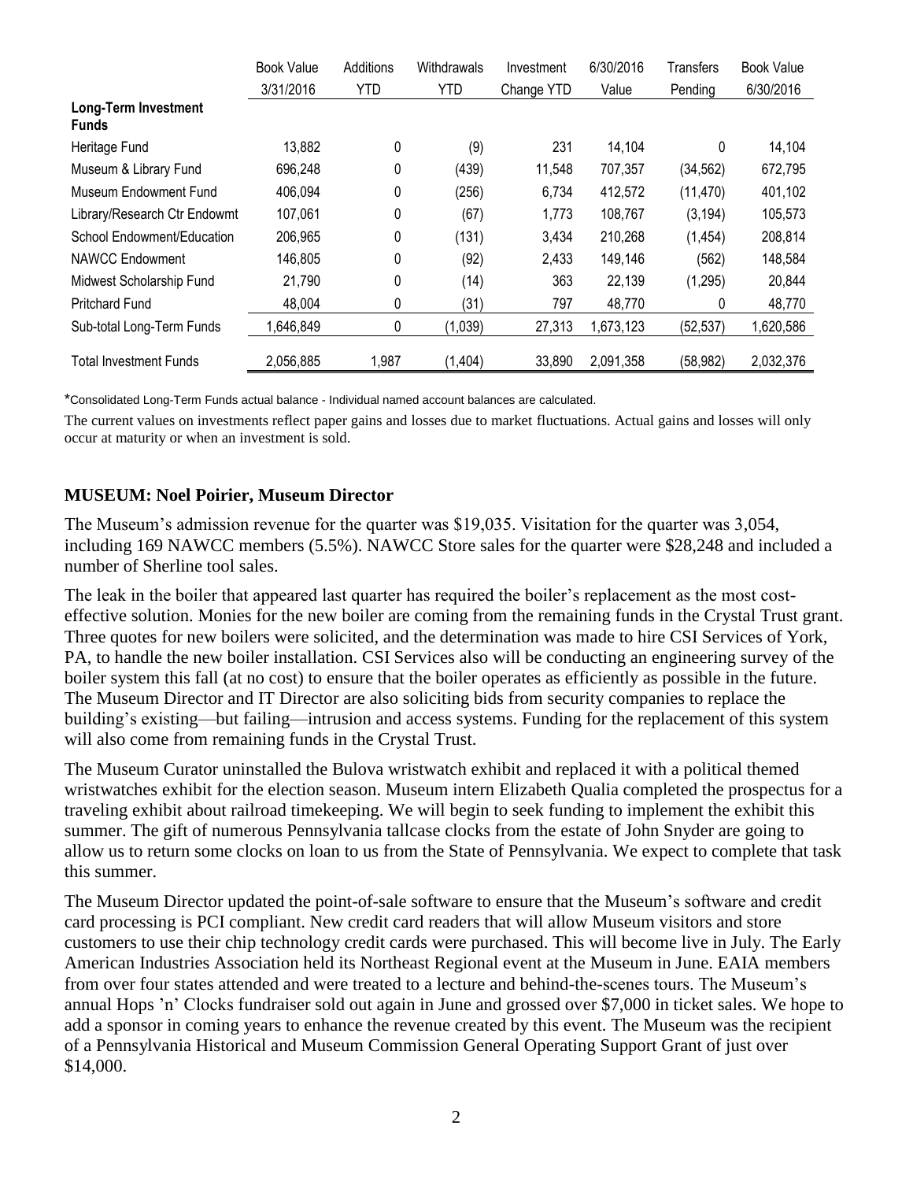| | Book Value 3/31/2016 | Additions YTD | Withdrawals YTD | Investment Change YTD | 6/30/2016 Value | Transfers Pending | Book Value 6/30/2016 |
|---|---|---|---|---|---|---|---|
| **Long-Term Investment Funds** | | | | | | | |
| Heritage Fund | 13,882 | 0 | (9) | 231 | 14,104 | 0 | 14,104 |
| Museum & Library Fund | 696,248 | 0 | (439) | 11,548 | 707,357 | (34,562) | 672,795 |
| Museum Endowment Fund | 406,094 | 0 | (256) | 6,734 | 412,572 | (11,470) | 401,102 |
| Library/Research Ctr Endowmt | 107,061 | 0 | (67) | 1,773 | 108,767 | (3,194) | 105,573 |
| School Endowment/Education | 206,965 | 0 | (131) | 3,434 | 210,268 | (1,454) | 208,814 |
| NAWCC Endowment | 146,805 | 0 | (92) | 2,433 | 149,146 | (562) | 148,584 |
| Midwest Scholarship Fund | 21,790 | 0 | (14) | 363 | 22,139 | (1,295) | 20,844 |
| Pritchard Fund | 48,004 | 0 | (31) | 797 | 48,770 | 0 | 48,770 |
| Sub-total Long-Term Funds | 1,646,849 | 0 | (1,039) | 27,313 | 1,673,123 | (52,537) | 1,620,586 |
| Total Investment Funds | 2,056,885 | 1,987 | (1,404) | 33,890 | 2,091,358 | (58,982) | 2,032,376 |

*Consolidated Long-Term Funds actual balance - Individual named account balances are calculated.

The current values on investments reflect paper gains and losses due to market fluctuations. Actual gains and losses will only occur at maturity or when an investment is sold.

**MUSEUM: Noel Poirier, Museum Director**

The Museum's admission revenue for the quarter was $19,035. Visitation for the quarter was 3,054, including 169 NAWCC members (5.5%). NAWCC Store sales for the quarter were $28,248 and included a number of Sherline tool sales.

The leak in the boiler that appeared last quarter has required the boiler's replacement as the most cost-effective solution. Monies for the new boiler are coming from the remaining funds in the Crystal Trust grant. Three quotes for new boilers were solicited, and the determination was made to hire CSI Services of York, PA, to handle the new boiler installation. CSI Services also will be conducting an engineering survey of the boiler system this fall (at no cost) to ensure that the boiler operates as efficiently as possible in the future. The Museum Director and IT Director are also soliciting bids from security companies to replace the building's existing—but failing—intrusion and access systems. Funding for the replacement of this system will also come from remaining funds in the Crystal Trust.

The Museum Curator uninstalled the Bulova wristwatch exhibit and replaced it with a political themed wristwatches exhibit for the election season. Museum intern Elizabeth Qualia completed the prospectus for a traveling exhibit about railroad timekeeping. We will begin to seek funding to implement the exhibit this summer. The gift of numerous Pennsylvania tallcase clocks from the estate of John Snyder are going to allow us to return some clocks on loan to us from the State of Pennsylvania. We expect to complete that task this summer.

The Museum Director updated the point-of-sale software to ensure that the Museum's software and credit card processing is PCI compliant. New credit card readers that will allow Museum visitors and store customers to use their chip technology credit cards were purchased. This will become live in July. The Early American Industries Association held its Northeast Regional event at the Museum in June. EAIA members from over four states attended and were treated to a lecture and behind-the-scenes tours. The Museum's annual Hops 'n' Clocks fundraiser sold out again in June and grossed over $7,000 in ticket sales. We hope to add a sponsor in coming years to enhance the revenue created by this event. The Museum was the recipient of a Pennsylvania Historical and Museum Commission General Operating Support Grant of just over $14,000.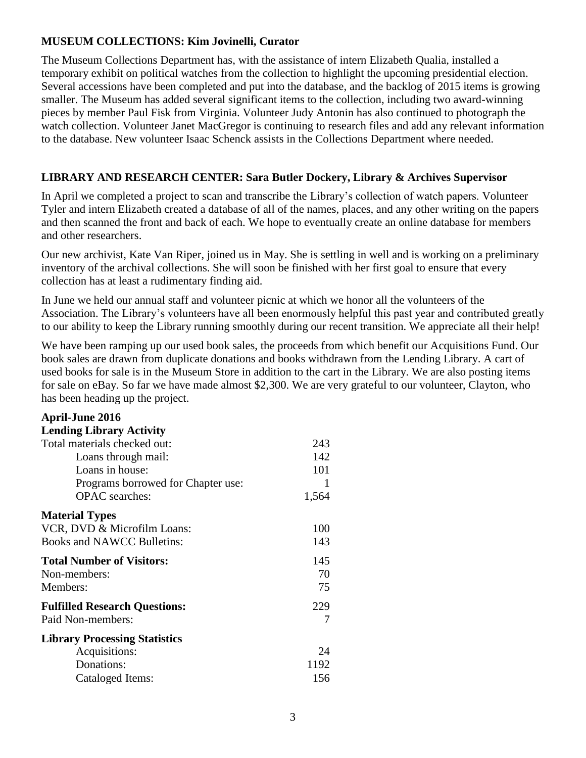**MUSEUM COLLECTIONS: Kim Jovinelli, Curator**

The Museum Collections Department has, with the assistance of intern Elizabeth Qualia, installed a temporary exhibit on political watches from the collection to highlight the upcoming presidential election. Several accessions have been completed and put into the database, and the backlog of 2015 items is growing smaller. The Museum has added several significant items to the collection, including two award-winning pieces by member Paul Fisk from Virginia. Volunteer Judy Antonin has also continued to photograph the watch collection. Volunteer Janet MacGregor is continuing to research files and add any relevant information to the database. New volunteer Isaac Schenck assists in the Collections Department where needed.

**LIBRARY AND RESEARCH CENTER: Sara Butler Dockery, Library & Archives Supervisor**

In April we completed a project to scan and transcribe the Library's collection of watch papers. Volunteer Tyler and intern Elizabeth created a database of all of the names, places, and any other writing on the papers and then scanned the front and back of each. We hope to eventually create an online database for members and other researchers.

Our new archivist, Kate Van Riper, joined us in May. She is settling in well and is working on a preliminary inventory of the archival collections. She will soon be finished with her first goal to ensure that every collection has at least a rudimentary finding aid.

In June we held our annual staff and volunteer picnic at which we honor all the volunteers of the Association. The Library's volunteers have all been enormously helpful this past year and contributed greatly to our ability to keep the Library running smoothly during our recent transition. We appreciate all their help!

We have been ramping up our used book sales, the proceeds from which benefit our Acquisitions Fund. Our book sales are drawn from duplicate donations and books withdrawn from the Lending Library. A cart of used books for sale is in the Museum Store in addition to the cart in the Library. We are also posting items for sale on eBay. So far we have made almost $2,300. We are very grateful to our volunteer, Clayton, who has been heading up the project.

**April-June 2016**

| **Lending Library Activity** | |
|---|---|
| Total materials checked out: | 243 |
| Loans through mail: | 142 |
| Loans in house: | 101 |
| Programs borrowed for Chapter use: | 1 |
| OPAC searches: | 1,564 |
| **Material Types** | |
| VCR, DVD & Microfilm Loans: | 100 |
| Books and NAWCC Bulletins: | 143 |
| **Total Number of Visitors:** | 145 |
| Non-members: | 70 |
| Members: | 75 |
| **Fulfilled Research Questions:** | 229 |
| Paid Non-members: | 7 |
| **Library Processing Statistics** | |
| Acquisitions: | 24 |
| Donations: | 1192 |
| Cataloged Items: | 156 |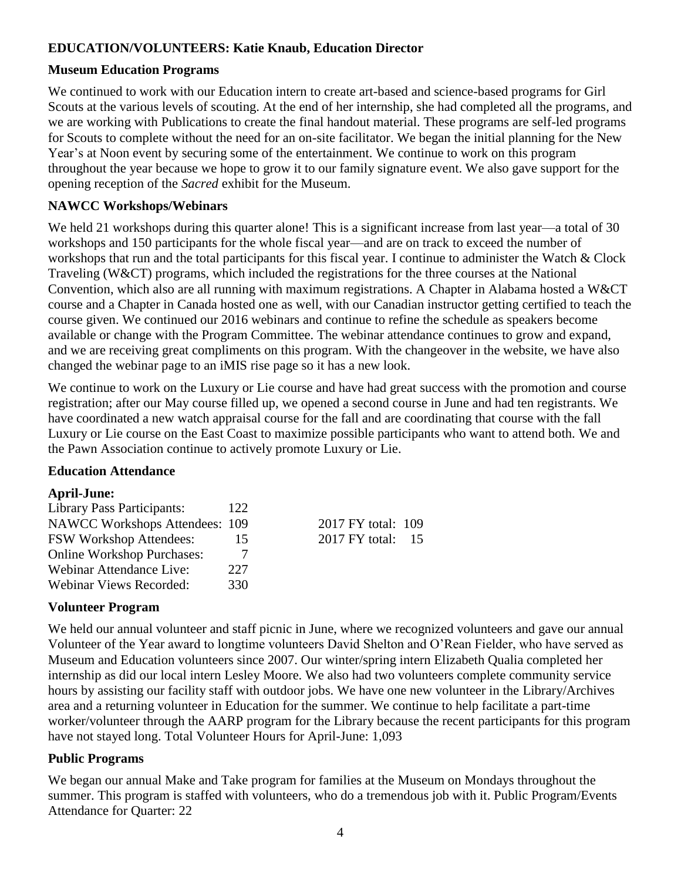## EDUCATION/VOLUNTEERS: Katie Knaub, Education Director

### Museum Education Programs

We continued to work with our Education intern to create art-based and science-based programs for Girl Scouts at the various levels of scouting. At the end of her internship, she had completed all the programs, and we are working with Publications to create the final handout material. These programs are self-led programs for Scouts to complete without the need for an on-site facilitator. We began the initial planning for the New Year's at Noon event by securing some of the entertainment. We continue to work on this program throughout the year because we hope to grow it to our family signature event. We also gave support for the opening reception of the *Sacred* exhibit for the Museum.

### NAWCC Workshops/Webinars

We held 21 workshops during this quarter alone! This is a significant increase from last year—a total of 30 workshops and 150 participants for the whole fiscal year—and are on track to exceed the number of workshops that run and the total participants for this fiscal year. I continue to administer the Watch & Clock Traveling (W&CT) programs, which included the registrations for the three courses at the National Convention, which also are all running with maximum registrations. A Chapter in Alabama hosted a W&CT course and a Chapter in Canada hosted one as well, with our Canadian instructor getting certified to teach the course given. We continued our 2016 webinars and continue to refine the schedule as speakers become available or change with the Program Committee. The webinar attendance continues to grow and expand, and we are receiving great compliments on this program. With the changeover in the website, we have also changed the webinar page to an iMIS rise page so it has a new look.

We continue to work on the Luxury or Lie course and have had great success with the promotion and course registration; after our May course filled up, we opened a second course in June and had ten registrants. We have coordinated a new watch appraisal course for the fall and are coordinating that course with the fall Luxury or Lie course on the East Coast to maximize possible participants who want to attend both. We and the Pawn Association continue to actively promote Luxury or Lie.

### Education Attendance

**April-June:**

| | | |
|---|---|---|
| Library Pass Participants: | 122 | |
| NAWCC Workshops Attendees: | 109 | 2017 FY total: 109 |
| FSW Workshop Attendees: | 15 | 2017 FY total: 15 |
| Online Workshop Purchases: | 7 | |
| Webinar Attendance Live: | 227 | |
| Webinar Views Recorded: | 330 | |

### Volunteer Program

We held our annual volunteer and staff picnic in June, where we recognized volunteers and gave our annual Volunteer of the Year award to longtime volunteers David Shelton and O'Rean Fielder, who have served as Museum and Education volunteers since 2007. Our winter/spring intern Elizabeth Qualia completed her internship as did our local intern Lesley Moore. We also had two volunteers complete community service hours by assisting our facility staff with outdoor jobs. We have one new volunteer in the Library/Archives area and a returning volunteer in Education for the summer. We continue to help facilitate a part-time worker/volunteer through the AARP program for the Library because the recent participants for this program have not stayed long. Total Volunteer Hours for April-June: 1,093

### Public Programs

We began our annual Make and Take program for families at the Museum on Mondays throughout the summer. This program is staffed with volunteers, who do a tremendous job with it. Public Program/Events Attendance for Quarter: 22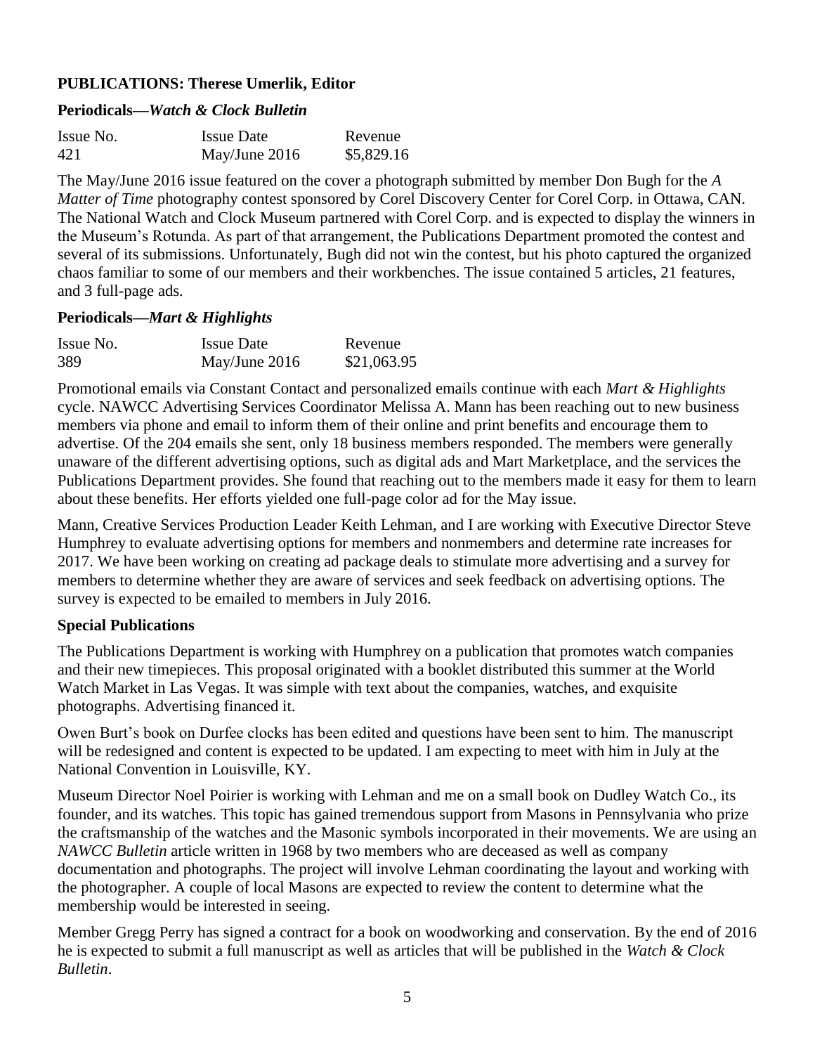## PUBLICATIONS: Therese Umerlik, Editor

### Periodicals—*Watch & Clock Bulletin*

| Issue No. | Issue Date | Revenue |
|---|---|---|
| 421 | May/June 2016 | $5,829.16 |

The May/June 2016 issue featured on the cover a photograph submitted by member Don Bugh for the *A Matter of Time* photography contest sponsored by Corel Discovery Center for Corel Corp. in Ottawa, CAN. The National Watch and Clock Museum partnered with Corel Corp. and is expected to display the winners in the Museum's Rotunda. As part of that arrangement, the Publications Department promoted the contest and several of its submissions. Unfortunately, Bugh did not win the contest, but his photo captured the organized chaos familiar to some of our members and their workbenches. The issue contained 5 articles, 21 features, and 3 full-page ads.

### Periodicals—*Mart & Highlights*

| Issue No. | Issue Date | Revenue |
|---|---|---|
| 389 | May/June 2016 | $21,063.95 |

Promotional emails via Constant Contact and personalized emails continue with each *Mart & Highlights* cycle. NAWCC Advertising Services Coordinator Melissa A. Mann has been reaching out to new business members via phone and email to inform them of their online and print benefits and encourage them to advertise. Of the 204 emails she sent, only 18 business members responded. The members were generally unaware of the different advertising options, such as digital ads and Mart Marketplace, and the services the Publications Department provides. She found that reaching out to the members made it easy for them to learn about these benefits. Her efforts yielded one full-page color ad for the May issue.

Mann, Creative Services Production Leader Keith Lehman, and I are working with Executive Director Steve Humphrey to evaluate advertising options for members and nonmembers and determine rate increases for 2017. We have been working on creating ad package deals to stimulate more advertising and a survey for members to determine whether they are aware of services and seek feedback on advertising options. The survey is expected to be emailed to members in July 2016.

### Special Publications

The Publications Department is working with Humphrey on a publication that promotes watch companies and their new timepieces. This proposal originated with a booklet distributed this summer at the World Watch Market in Las Vegas. It was simple with text about the companies, watches, and exquisite photographs. Advertising financed it.

Owen Burt's book on Durfee clocks has been edited and questions have been sent to him. The manuscript will be redesigned and content is expected to be updated. I am expecting to meet with him in July at the National Convention in Louisville, KY.

Museum Director Noel Poirier is working with Lehman and me on a small book on Dudley Watch Co., its founder, and its watches. This topic has gained tremendous support from Masons in Pennsylvania who prize the craftsmanship of the watches and the Masonic symbols incorporated in their movements. We are using an *NAWCC Bulletin* article written in 1968 by two members who are deceased as well as company documentation and photographs. The project will involve Lehman coordinating the layout and working with the photographer. A couple of local Masons are expected to review the content to determine what the membership would be interested in seeing.

Member Gregg Perry has signed a contract for a book on woodworking and conservation. By the end of 2016 he is expected to submit a full manuscript as well as articles that will be published in the *Watch & Clock Bulletin*.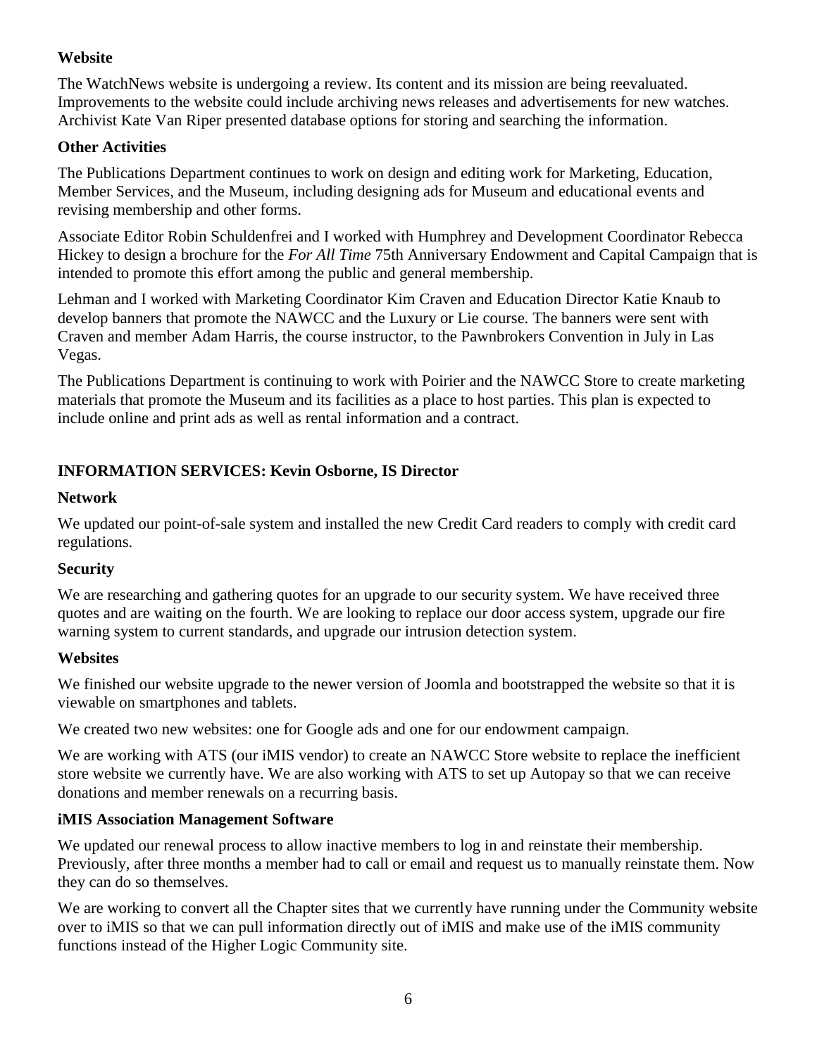**Website**

The WatchNews website is undergoing a review. Its content and its mission are being reevaluated. Improvements to the website could include archiving news releases and advertisements for new watches. Archivist Kate Van Riper presented database options for storing and searching the information.

**Other Activities**

The Publications Department continues to work on design and editing work for Marketing, Education, Member Services, and the Museum, including designing ads for Museum and educational events and revising membership and other forms.

Associate Editor Robin Schuldenfrei and I worked with Humphrey and Development Coordinator Rebecca Hickey to design a brochure for the *For All Time* 75th Anniversary Endowment and Capital Campaign that is intended to promote this effort among the public and general membership.

Lehman and I worked with Marketing Coordinator Kim Craven and Education Director Katie Knaub to develop banners that promote the NAWCC and the Luxury or Lie course. The banners were sent with Craven and member Adam Harris, the course instructor, to the Pawnbrokers Convention in July in Las Vegas.

The Publications Department is continuing to work with Poirier and the NAWCC Store to create marketing materials that promote the Museum and its facilities as a place to host parties. This plan is expected to include online and print ads as well as rental information and a contract.

## INFORMATION SERVICES: Kevin Osborne, IS Director

**Network**

We updated our point-of-sale system and installed the new Credit Card readers to comply with credit card regulations.

**Security**

We are researching and gathering quotes for an upgrade to our security system. We have received three quotes and are waiting on the fourth. We are looking to replace our door access system, upgrade our fire warning system to current standards, and upgrade our intrusion detection system.

**Websites**

We finished our website upgrade to the newer version of Joomla and bootstrapped the website so that it is viewable on smartphones and tablets.

We created two new websites: one for Google ads and one for our endowment campaign.

We are working with ATS (our iMIS vendor) to create an NAWCC Store website to replace the inefficient store website we currently have. We are also working with ATS to set up Autopay so that we can receive donations and member renewals on a recurring basis.

**iMIS Association Management Software**

We updated our renewal process to allow inactive members to log in and reinstate their membership. Previously, after three months a member had to call or email and request us to manually reinstate them. Now they can do so themselves.

We are working to convert all the Chapter sites that we currently have running under the Community website over to iMIS so that we can pull information directly out of iMIS and make use of the iMIS community functions instead of the Higher Logic Community site.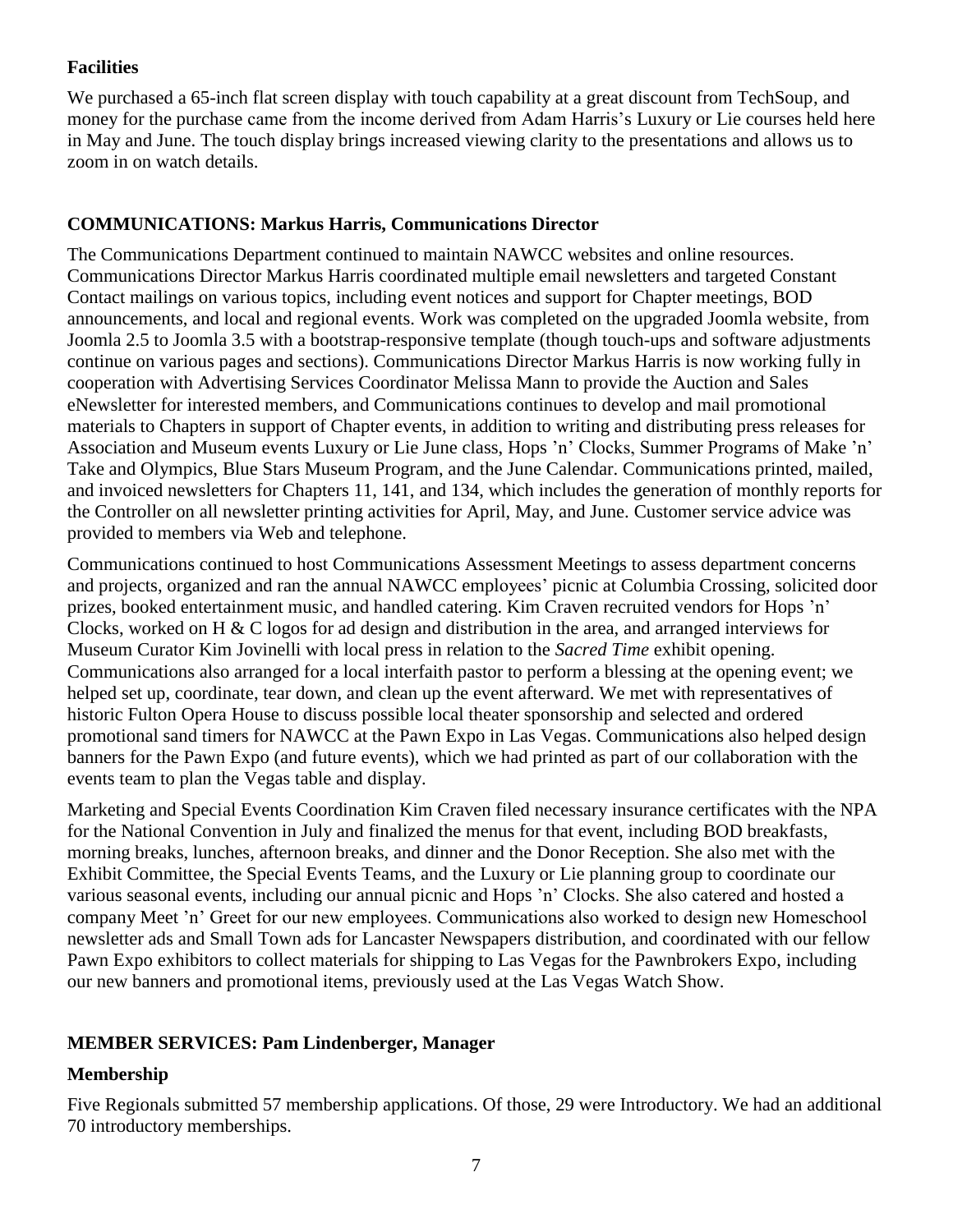### Facilities

We purchased a 65-inch flat screen display with touch capability at a great discount from TechSoup, and money for the purchase came from the income derived from Adam Harris's Luxury or Lie courses held here in May and June. The touch display brings increased viewing clarity to the presentations and allows us to zoom in on watch details.

## COMMUNICATIONS: Markus Harris, Communications Director

The Communications Department continued to maintain NAWCC websites and online resources. Communications Director Markus Harris coordinated multiple email newsletters and targeted Constant Contact mailings on various topics, including event notices and support for Chapter meetings, BOD announcements, and local and regional events. Work was completed on the upgraded Joomla website, from Joomla 2.5 to Joomla 3.5 with a bootstrap-responsive template (though touch-ups and software adjustments continue on various pages and sections). Communications Director Markus Harris is now working fully in cooperation with Advertising Services Coordinator Melissa Mann to provide the Auction and Sales eNewsletter for interested members, and Communications continues to develop and mail promotional materials to Chapters in support of Chapter events, in addition to writing and distributing press releases for Association and Museum events Luxury or Lie June class, Hops 'n' Clocks, Summer Programs of Make 'n' Take and Olympics, Blue Stars Museum Program, and the June Calendar. Communications printed, mailed, and invoiced newsletters for Chapters 11, 141, and 134, which includes the generation of monthly reports for the Controller on all newsletter printing activities for April, May, and June. Customer service advice was provided to members via Web and telephone.

Communications continued to host Communications Assessment Meetings to assess department concerns and projects, organized and ran the annual NAWCC employees' picnic at Columbia Crossing, solicited door prizes, booked entertainment music, and handled catering. Kim Craven recruited vendors for Hops 'n' Clocks, worked on H & C logos for ad design and distribution in the area, and arranged interviews for Museum Curator Kim Jovinelli with local press in relation to the *Sacred Time* exhibit opening. Communications also arranged for a local interfaith pastor to perform a blessing at the opening event; we helped set up, coordinate, tear down, and clean up the event afterward. We met with representatives of historic Fulton Opera House to discuss possible local theater sponsorship and selected and ordered promotional sand timers for NAWCC at the Pawn Expo in Las Vegas. Communications also helped design banners for the Pawn Expo (and future events), which we had printed as part of our collaboration with the events team to plan the Vegas table and display.

Marketing and Special Events Coordination Kim Craven filed necessary insurance certificates with the NPA for the National Convention in July and finalized the menus for that event, including BOD breakfasts, morning breaks, lunches, afternoon breaks, and dinner and the Donor Reception. She also met with the Exhibit Committee, the Special Events Teams, and the Luxury or Lie planning group to coordinate our various seasonal events, including our annual picnic and Hops 'n' Clocks. She also catered and hosted a company Meet 'n' Greet for our new employees. Communications also worked to design new Homeschool newsletter ads and Small Town ads for Lancaster Newspapers distribution, and coordinated with our fellow Pawn Expo exhibitors to collect materials for shipping to Las Vegas for the Pawnbrokers Expo, including our new banners and promotional items, previously used at the Las Vegas Watch Show.

## MEMBER SERVICES: Pam Lindenberger, Manager

### Membership

Five Regionals submitted 57 membership applications. Of those, 29 were Introductory. We had an additional 70 introductory memberships.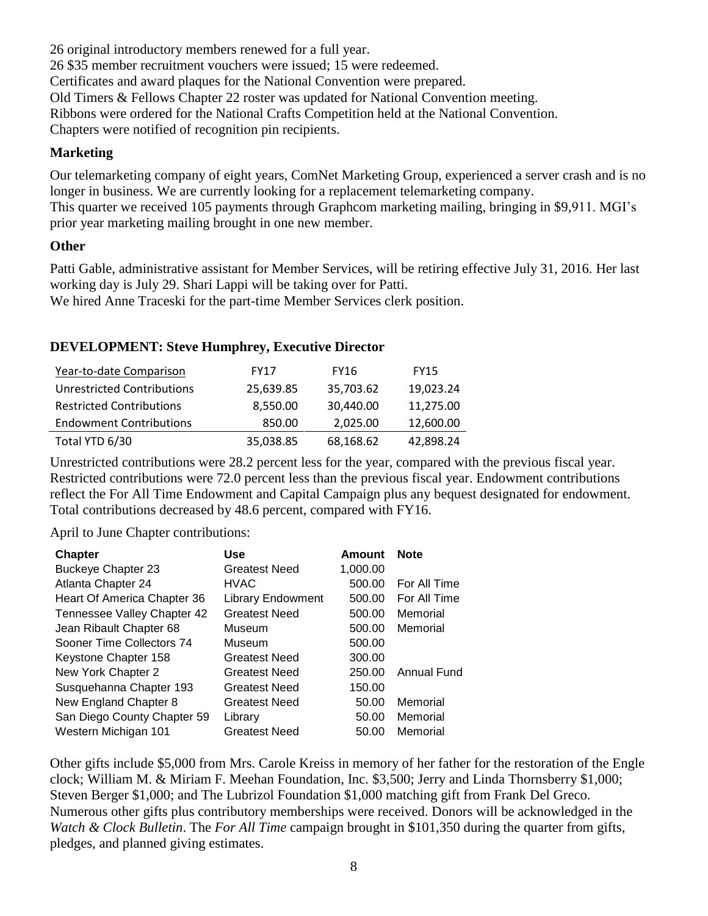26 original introductory members renewed for a full year.
26 $35 member recruitment vouchers were issued; 15 were redeemed.
Certificates and award plaques for the National Convention were prepared.
Old Timers & Fellows Chapter 22 roster was updated for National Convention meeting.
Ribbons were ordered for the National Crafts Competition held at the National Convention.
Chapters were notified of recognition pin recipients.

### Marketing

Our telemarketing company of eight years, ComNet Marketing Group, experienced a server crash and is no longer in business. We are currently looking for a replacement telemarketing company.
This quarter we received 105 payments through Graphcom marketing mailing, bringing in $9,911. MGI's prior year marketing mailing brought in one new member.

### Other

Patti Gable, administrative assistant for Member Services, will be retiring effective July 31, 2016. Her last working day is July 29. Shari Lappi will be taking over for Patti.
We hired Anne Traceski for the part-time Member Services clerk position.

## DEVELOPMENT: Steve Humphrey, Executive Director

| Year-to-date Comparison | FY17 | FY16 | FY15 |
|---|---|---|---|
| Unrestricted Contributions | 25,639.85 | 35,703.62 | 19,023.24 |
| Restricted Contributions | 8,550.00 | 30,440.00 | 11,275.00 |
| Endowment Contributions | 850.00 | 2,025.00 | 12,600.00 |
| Total YTD 6/30 | 35,038.85 | 68,168.62 | 42,898.24 |

Unrestricted contributions were 28.2 percent less for the year, compared with the previous fiscal year. Restricted contributions were 72.0 percent less than the previous fiscal year. Endowment contributions reflect the For All Time Endowment and Capital Campaign plus any bequest designated for endowment. Total contributions decreased by 48.6 percent, compared with FY16.

April to June Chapter contributions:

| Chapter | Use | Amount | Note |
|---|---|---|---|
| Buckeye Chapter 23 | Greatest Need | 1,000.00 | |
| Atlanta Chapter 24 | HVAC | 500.00 | For All Time |
| Heart Of America Chapter 36 | Library Endowment | 500.00 | For All Time |
| Tennessee Valley Chapter 42 | Greatest Need | 500.00 | Memorial |
| Jean Ribault Chapter 68 | Museum | 500.00 | Memorial |
| Sooner Time Collectors 74 | Museum | 500.00 | |
| Keystone Chapter 158 | Greatest Need | 300.00 | |
| New York Chapter 2 | Greatest Need | 250.00 | Annual Fund |
| Susquehanna Chapter 193 | Greatest Need | 150.00 | |
| New England Chapter 8 | Greatest Need | 50.00 | Memorial |
| San Diego County Chapter 59 | Library | 50.00 | Memorial |
| Western Michigan 101 | Greatest Need | 50.00 | Memorial |

Other gifts include $5,000 from Mrs. Carole Kreiss in memory of her father for the restoration of the Engle clock; William M. & Miriam F. Meehan Foundation, Inc. $3,500; Jerry and Linda Thornsberry $1,000; Steven Berger $1,000; and The Lubrizol Foundation $1,000 matching gift from Frank Del Greco. Numerous other gifts plus contributory memberships were received. Donors will be acknowledged in the *Watch & Clock Bulletin*. The *For All Time* campaign brought in $101,350 during the quarter from gifts, pledges, and planned giving estimates.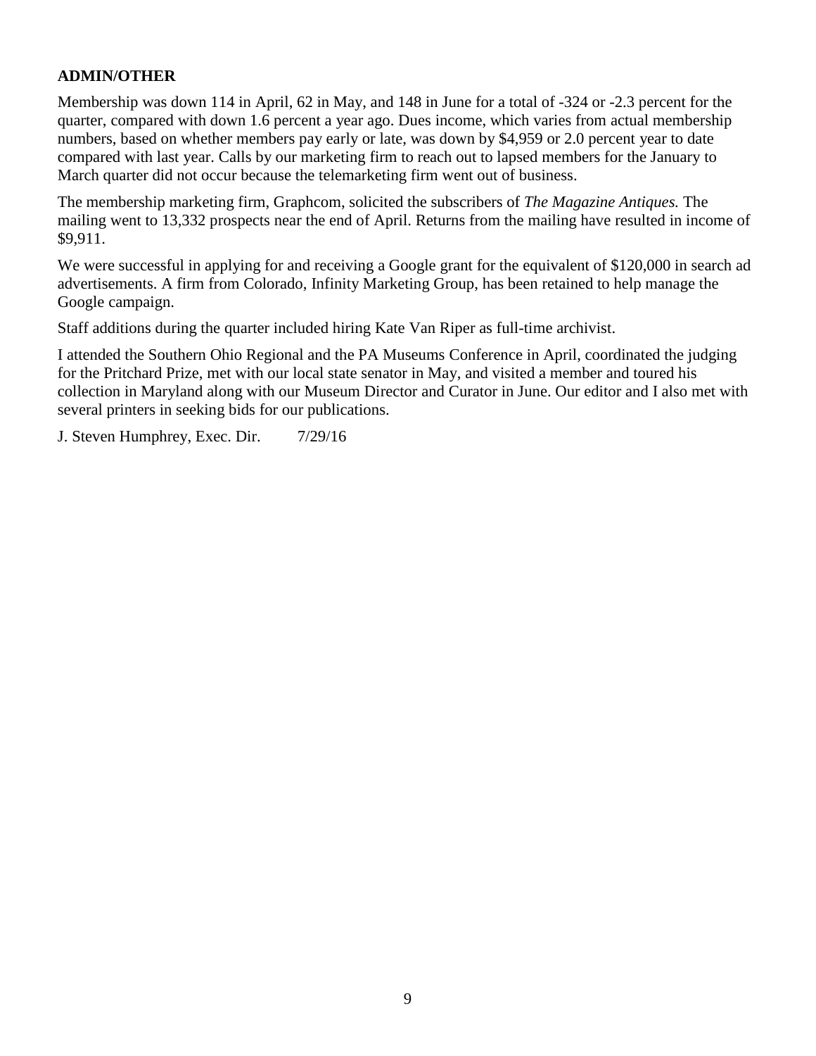**ADMIN/OTHER**

Membership was down 114 in April, 62 in May, and 148 in June for a total of -324 or -2.3 percent for the quarter, compared with down 1.6 percent a year ago. Dues income, which varies from actual membership numbers, based on whether members pay early or late, was down by $4,959 or 2.0 percent year to date compared with last year. Calls by our marketing firm to reach out to lapsed members for the January to March quarter did not occur because the telemarketing firm went out of business.

The membership marketing firm, Graphcom, solicited the subscribers of *The Magazine Antiques.* The mailing went to 13,332 prospects near the end of April. Returns from the mailing have resulted in income of $9,911.

We were successful in applying for and receiving a Google grant for the equivalent of $120,000 in search ad advertisements. A firm from Colorado, Infinity Marketing Group, has been retained to help manage the Google campaign.

Staff additions during the quarter included hiring Kate Van Riper as full-time archivist.

I attended the Southern Ohio Regional and the PA Museums Conference in April, coordinated the judging for the Pritchard Prize, met with our local state senator in May, and visited a member and toured his collection in Maryland along with our Museum Director and Curator in June. Our editor and I also met with several printers in seeking bids for our publications.

J. Steven Humphrey, Exec. Dir. 7/29/16